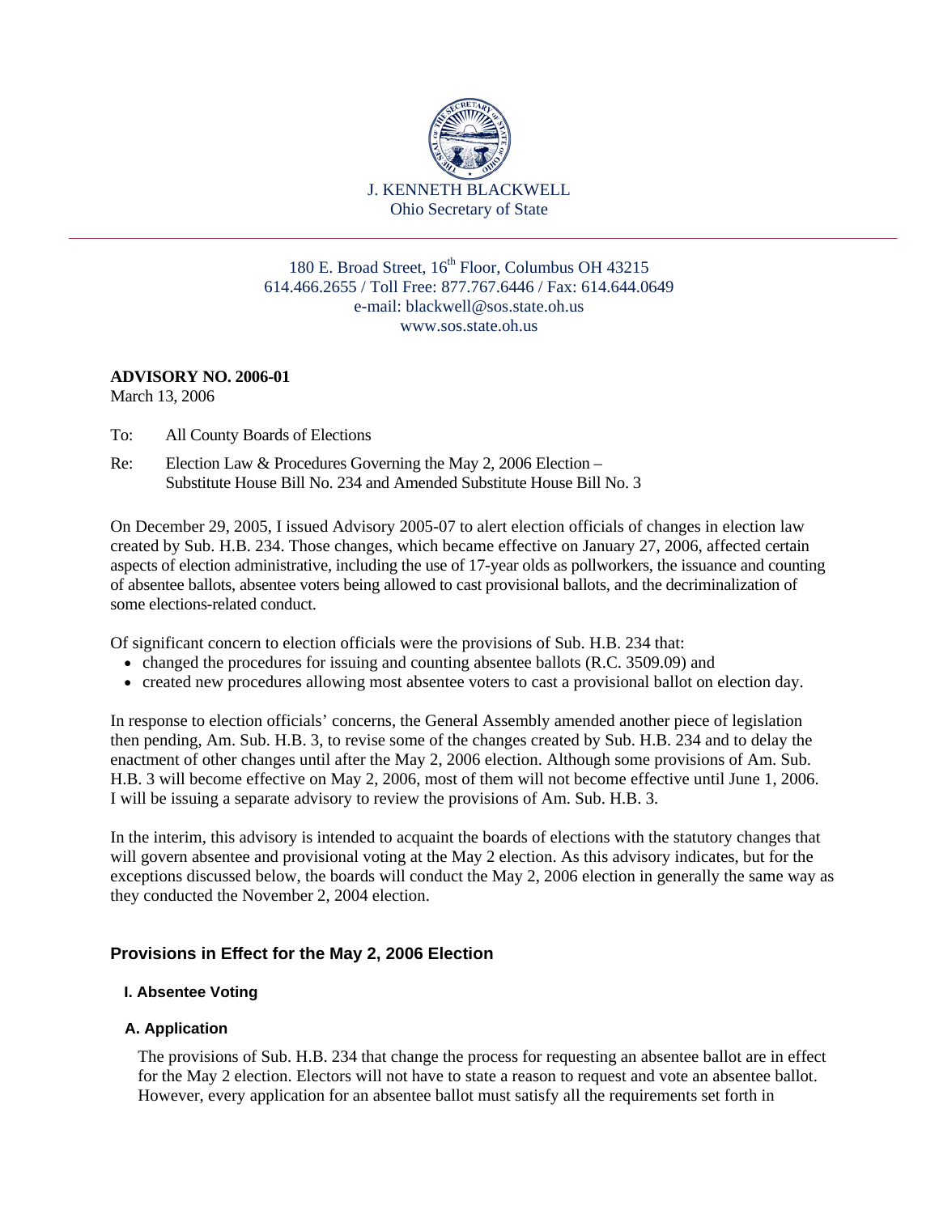J. KENNETH BLACKWELL
Ohio Secretary of State

180 E. Broad Street, 16th Floor, Columbus OH 43215
614.466.2655 / Toll Free: 877.767.6446 / Fax: 614.644.0649
e-mail: blackwell@sos.state.oh.us
www.sos.state.oh.us

**ADVISORY NO. 2006-01**
March 13, 2006

To: All County Boards of Elections

Re: Election Law & Procedures Governing the May 2, 2006 Election – Substitute House Bill No. 234 and Amended Substitute House Bill No. 3

On December 29, 2005, I issued Advisory 2005-07 to alert election officials of changes in election law created by Sub. H.B. 234. Those changes, which became effective on January 27, 2006, affected certain aspects of election administrative, including the use of 17-year olds as pollworkers, the issuance and counting of absentee ballots, absentee voters being allowed to cast provisional ballots, and the decriminalization of some elections-related conduct.

Of significant concern to election officials were the provisions of Sub. H.B. 234 that:

- changed the procedures for issuing and counting absentee ballots (R.C. 3509.09) and
- created new procedures allowing most absentee voters to cast a provisional ballot on election day.

In response to election officials' concerns, the General Assembly amended another piece of legislation then pending, Am. Sub. H.B. 3, to revise some of the changes created by Sub. H.B. 234 and to delay the enactment of other changes until after the May 2, 2006 election. Although some provisions of Am. Sub. H.B. 3 will become effective on May 2, 2006, most of them will not become effective until June 1, 2006. I will be issuing a separate advisory to review the provisions of Am. Sub. H.B. 3.

In the interim, this advisory is intended to acquaint the boards of elections with the statutory changes that will govern absentee and provisional voting at the May 2 election. As this advisory indicates, but for the exceptions discussed below, the boards will conduct the May 2, 2006 election in generally the same way as they conducted the November 2, 2004 election.

## Provisions in Effect for the May 2, 2006 Election

### I. Absentee Voting

#### A. Application

The provisions of Sub. H.B. 234 that change the process for requesting an absentee ballot are in effect for the May 2 election. Electors will not have to state a reason to request and vote an absentee ballot. However, every application for an absentee ballot must satisfy all the requirements set forth in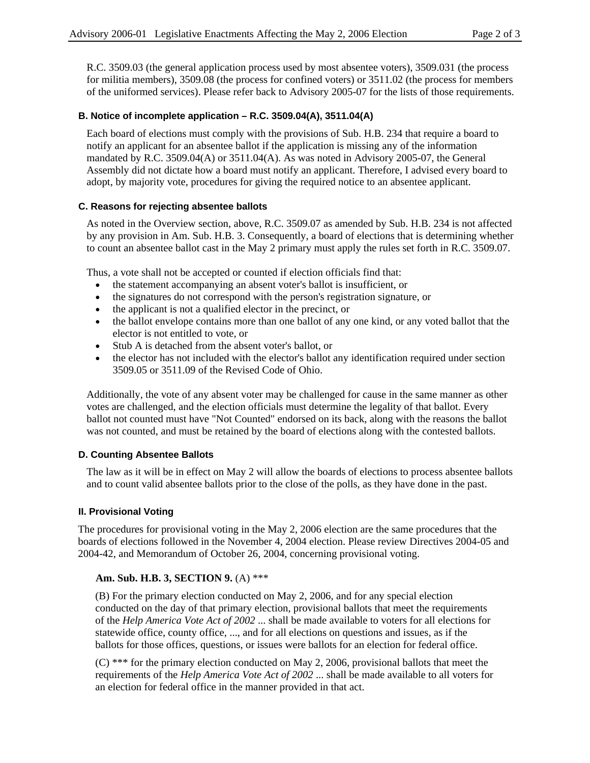R.C. 3509.03 (the general application process used by most absentee voters), 3509.031 (the process for militia members), 3509.08 (the process for confined voters) or 3511.02 (the process for members of the uniformed services). Please refer back to Advisory 2005-07 for the lists of those requirements.

### B. Notice of incomplete application – R.C. 3509.04(A), 3511.04(A)

Each board of elections must comply with the provisions of Sub. H.B. 234 that require a board to notify an applicant for an absentee ballot if the application is missing any of the information mandated by R.C. 3509.04(A) or 3511.04(A). As was noted in Advisory 2005-07, the General Assembly did not dictate how a board must notify an applicant. Therefore, I advised every board to adopt, by majority vote, procedures for giving the required notice to an absentee applicant.

### C. Reasons for rejecting absentee ballots

As noted in the Overview section, above, R.C. 3509.07 as amended by Sub. H.B. 234 is not affected by any provision in Am. Sub. H.B. 3. Consequently, a board of elections that is determining whether to count an absentee ballot cast in the May 2 primary must apply the rules set forth in R.C. 3509.07.

Thus, a vote shall not be accepted or counted if election officials find that:

- the statement accompanying an absent voter's ballot is insufficient, or
- the signatures do not correspond with the person's registration signature, or
- the applicant is not a qualified elector in the precinct, or
- the ballot envelope contains more than one ballot of any one kind, or any voted ballot that the elector is not entitled to vote, or
- Stub A is detached from the absent voter's ballot, or
- the elector has not included with the elector's ballot any identification required under section 3509.05 or 3511.09 of the Revised Code of Ohio.

Additionally, the vote of any absent voter may be challenged for cause in the same manner as other votes are challenged, and the election officials must determine the legality of that ballot. Every ballot not counted must have "Not Counted" endorsed on its back, along with the reasons the ballot was not counted, and must be retained by the board of elections along with the contested ballots.

### D. Counting Absentee Ballots

The law as it will be in effect on May 2 will allow the boards of elections to process absentee ballots and to count valid absentee ballots prior to the close of the polls, as they have done in the past.

## II. Provisional Voting

The procedures for provisional voting in the May 2, 2006 election are the same procedures that the boards of elections followed in the November 4, 2004 election. Please review Directives 2004-05 and 2004-42, and Memorandum of October 26, 2004, concerning provisional voting.

**Am. Sub. H.B. 3, SECTION 9.** (A) ***

(B) For the primary election conducted on May 2, 2006, and for any special election conducted on the day of that primary election, provisional ballots that meet the requirements of the *Help America Vote Act of 2002* ... shall be made available to voters for all elections for statewide office, county office, ..., and for all elections on questions and issues, as if the ballots for those offices, questions, or issues were ballots for an election for federal office.

(C) *** for the primary election conducted on May 2, 2006, provisional ballots that meet the requirements of the *Help America Vote Act of 2002* ... shall be made available to all voters for an election for federal office in the manner provided in that act.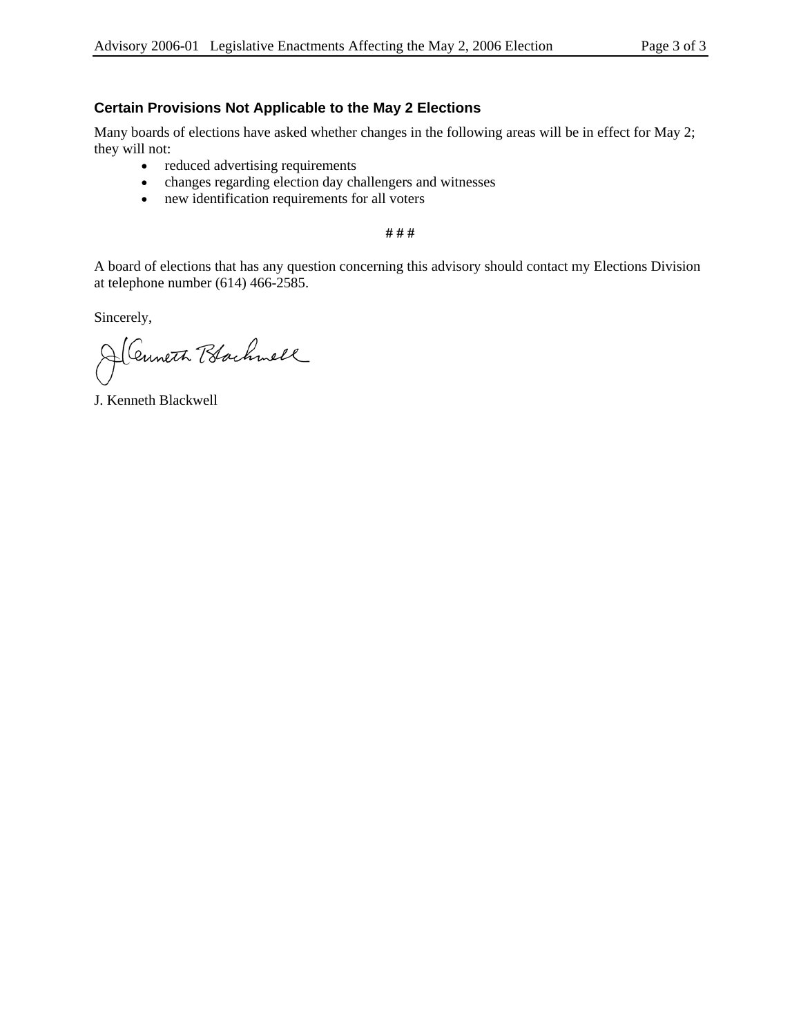## Certain Provisions Not Applicable to the May 2 Elections

Many boards of elections have asked whether changes in the following areas will be in effect for May 2; they will not:

- reduced advertising requirements
- changes regarding election day challengers and witnesses
- new identification requirements for all voters

# # #

A board of elections that has any question concerning this advisory should contact my Elections Division at telephone number (614) 466-2585.

Sincerely,

J. Kenneth Blackwell